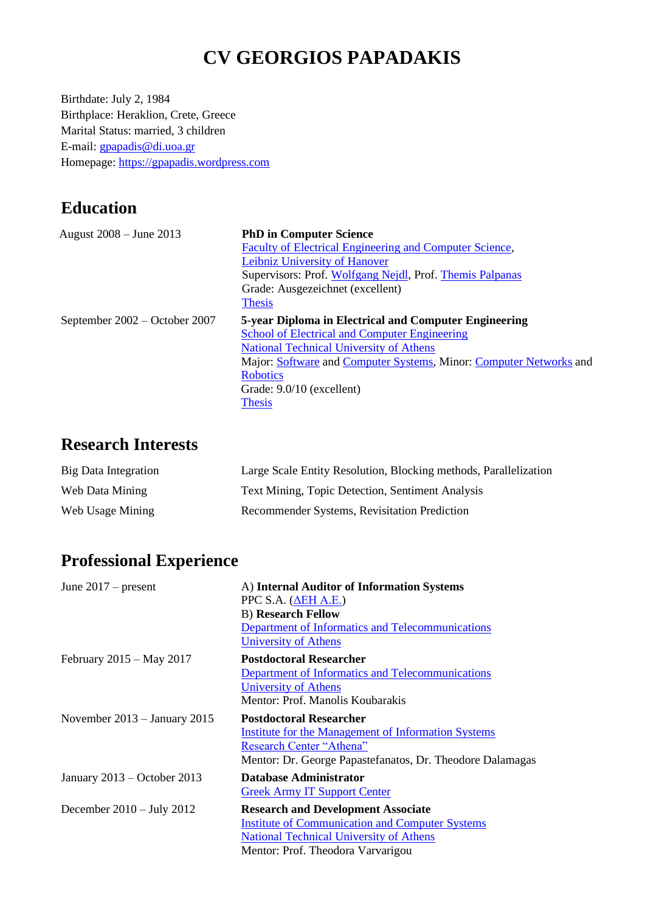# CV GEORGIOS PAPADAKIS

Birthdate: July 2, 1984
Birthplace: Heraklion, Crete, Greece
Marital Status: married, 3 children
E-mail: gpapadis@di.uoa.gr
Homepage: https://gpapadis.wordpress.com

## Education

| | |
|---|---|
| August 2008 – June 2013 | **PhD in Computer Science**<br>Faculty of Electrical Engineering and Computer Science,<br>Leibniz University of Hanover<br>Supervisors: Prof. Wolfgang Nejdl, Prof. Themis Palpanas<br>Grade: Ausgezeichnet (excellent)<br>Thesis |
| September 2002 – October 2007 | **5-year Diploma in Electrical and Computer Engineering**<br>School of Electrical and Computer Engineering<br>National Technical University of Athens<br>Major: Software and Computer Systems, Minor: Computer Networks and Robotics<br>Grade: 9.0/10 (excellent)<br>Thesis |

## Research Interests

| | |
|---|---|
| Big Data Integration | Large Scale Entity Resolution, Blocking methods, Parallelization |
| Web Data Mining | Text Mining, Topic Detection, Sentiment Analysis |
| Web Usage Mining | Recommender Systems, Revisitation Prediction |

## Professional Experience

| | |
|---|---|
| June 2017 – present | A) **Internal Auditor of Information Systems**<br>PPC S.A. (ΔΕΗ Α.Ε.)<br>B) **Research Fellow**<br>Department of Informatics and Telecommunications<br>University of Athens |
| February 2015 – May 2017 | **Postdoctoral Researcher**<br>Department of Informatics and Telecommunications<br>University of Athens<br>Mentor: Prof. Manolis Koubarakis |
| November 2013 – January 2015 | **Postdoctoral Researcher**<br>Institute for the Management of Information Systems<br>Research Center "Athena"<br>Mentor: Dr. George Papastefanatos, Dr. Theodore Dalamagas |
| January 2013 – October 2013 | **Database Administrator**<br>Greek Army IT Support Center |
| December 2010 – July 2012 | **Research and Development Associate**<br>Institute of Communication and Computer Systems<br>National Technical University of Athens<br>Mentor: Prof. Theodora Varvarigou |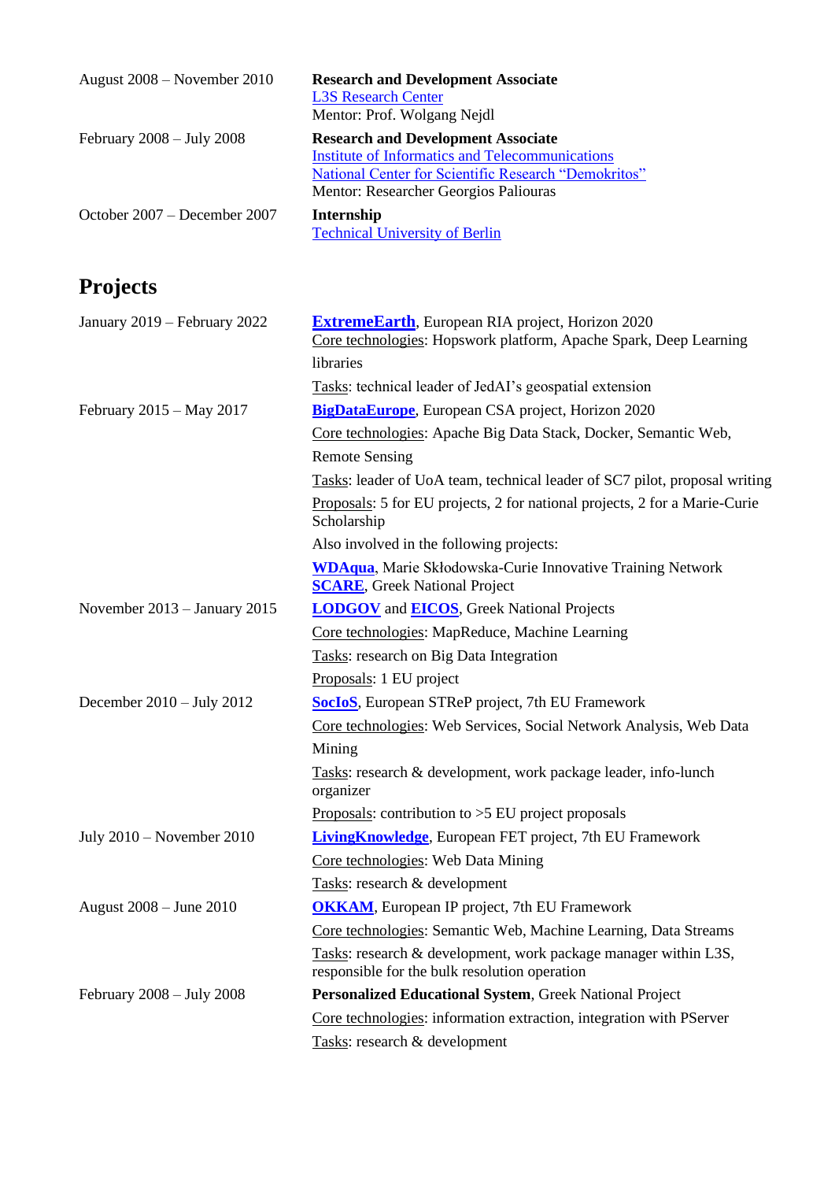| | |
|---|---|
| August 2008 – November 2010 | **Research and Development Associate**<br>L3S Research Center<br>Mentor: Prof. Wolgang Nejdl |
| February 2008 – July 2008 | **Research and Development Associate**<br>Institute of Informatics and Telecommunications<br>National Center for Scientific Research "Demokritos"<br>Mentor: Researcher Georgios Paliouras |
| October 2007 – December 2007 | **Internship**<br>Technical University of Berlin |

## Projects

| | |
|---|---|
| January 2019 – February 2022 | **ExtremeEarth**, European RIA project, Horizon 2020<br>Core technologies: Hopswork platform, Apache Spark, Deep Learning libraries<br>Tasks: technical leader of JedAI's geospatial extension |
| February 2015 – May 2017 | **BigDataEurope**, European CSA project, Horizon 2020<br>Core technologies: Apache Big Data Stack, Docker, Semantic Web, Remote Sensing<br>Tasks: leader of UoA team, technical leader of SC7 pilot, proposal writing<br>Proposals: 5 for EU projects, 2 for national projects, 2 for a Marie-Curie Scholarship<br>Also involved in the following projects:<br>**WDAqua**, Marie Skłodowska-Curie Innovative Training Network<br>**SCARE**, Greek National Project |
| November 2013 – January 2015 | **LODGOV** and **EICOS**, Greek National Projects<br>Core technologies: MapReduce, Machine Learning<br>Tasks: research on Big Data Integration<br>Proposals: 1 EU project |
| December 2010 – July 2012 | **SocIoS**, European STReP project, 7th EU Framework<br>Core technologies: Web Services, Social Network Analysis, Web Data Mining<br>Tasks: research & development, work package leader, info-lunch organizer<br>Proposals: contribution to >5 EU project proposals |
| July 2010 – November 2010 | **LivingKnowledge**, European FET project, 7th EU Framework<br>Core technologies: Web Data Mining<br>Tasks: research & development |
| August 2008 – June 2010 | **OKKAM**, European IP project, 7th EU Framework<br>Core technologies: Semantic Web, Machine Learning, Data Streams<br>Tasks: research & development, work package manager within L3S, responsible for the bulk resolution operation |
| February 2008 – July 2008 | **Personalized Educational System**, Greek National Project<br>Core technologies: information extraction, integration with PServer<br>Tasks: research & development |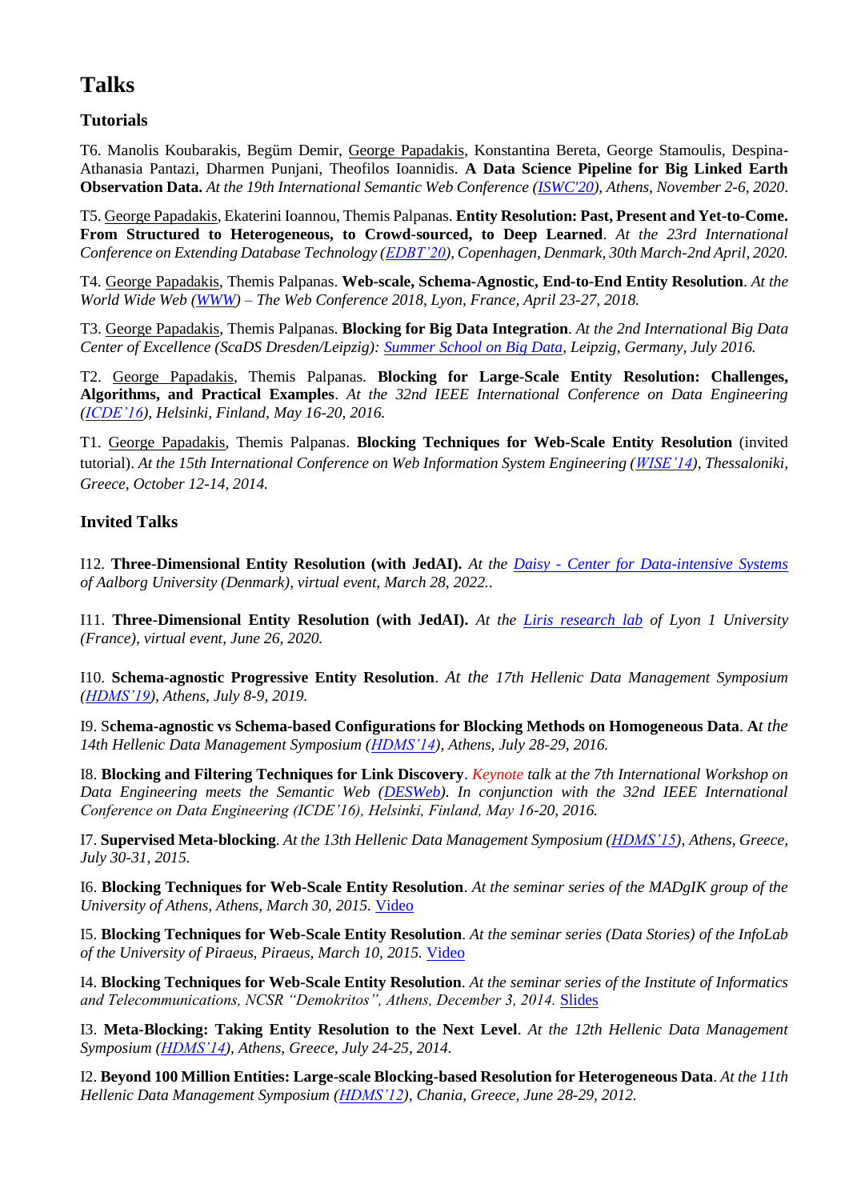# Talks

### Tutorials

T6. Manolis Koubarakis, Begüm Demir, George Papadakis, Konstantina Bereta, George Stamoulis, Despina-Athanasia Pantazi, Dharmen Punjani, Theofilos Ioannidis. **A Data Science Pipeline for Big Linked Earth Observation Data.** *At the 19th International Semantic Web Conference (ISWC'20), Athens, November 2-6, 2020.*

T5. George Papadakis, Ekaterini Ioannou, Themis Palpanas. **Entity Resolution: Past, Present and Yet-to-Come. From Structured to Heterogeneous, to Crowd-sourced, to Deep Learned**. *At the 23rd International Conference on Extending Database Technology (EDBT'20), Copenhagen, Denmark, 30th March-2nd April, 2020.*

T4. George Papadakis, Themis Palpanas. **Web-scale, Schema-Agnostic, End-to-End Entity Resolution**. *At the World Wide Web (WWW) – The Web Conference 2018, Lyon, France, April 23-27, 2018.*

T3. George Papadakis, Themis Palpanas. **Blocking for Big Data Integration**. *At the 2nd International Big Data Center of Excellence (ScaDS Dresden/Leipzig): Summer School on Big Data, Leipzig, Germany, July 2016.*

T2. George Papadakis, Themis Palpanas. **Blocking for Large-Scale Entity Resolution: Challenges, Algorithms, and Practical Examples**. *At the 32nd IEEE International Conference on Data Engineering (ICDE'16), Helsinki, Finland, May 16-20, 2016.*

T1. George Papadakis, Themis Palpanas. **Blocking Techniques for Web-Scale Entity Resolution** (invited tutorial). *At the 15th International Conference on Web Information System Engineering (WISE'14), Thessaloniki, Greece, October 12-14, 2014.*

### Invited Talks

I12. **Three-Dimensional Entity Resolution (with JedAI).** *At the Daisy - Center for Data-intensive Systems of Aalborg University (Denmark), virtual event, March 28, 2022..*

I11. **Three-Dimensional Entity Resolution (with JedAI).** *At the Liris research lab of Lyon 1 University (France), virtual event, June 26, 2020.*

I10. **Schema-agnostic Progressive Entity Resolution**. *At the 17th Hellenic Data Management Symposium (HDMS'19), Athens, July 8-9, 2019.*

I9. S**chema-agnostic vs Schema-based Configurations for Blocking Methods on Homogeneous Data**. **A***t the 14th Hellenic Data Management Symposium (HDMS'14), Athens, July 28-29, 2016.*

I8. **Blocking and Filtering Techniques for Link Discovery**. *Keynote talk at the 7th International Workshop on Data Engineering meets the Semantic Web (DESWeb). In conjunction with the 32nd IEEE International Conference on Data Engineering (ICDE'16), Helsinki, Finland, May 16-20, 2016.*

I7. **Supervised Meta-blocking**. *At the 13th Hellenic Data Management Symposium (HDMS'15), Athens, Greece, July 30-31, 2015.*

I6. **Blocking Techniques for Web-Scale Entity Resolution**. *At the seminar series of the MADgIK group of the University of Athens, Athens, March 30, 2015.* Video

I5. **Blocking Techniques for Web-Scale Entity Resolution**. *At the seminar series (Data Stories) of the InfoLab of the University of Piraeus, Piraeus, March 10, 2015.* Video

I4. **Blocking Techniques for Web-Scale Entity Resolution**. *At the seminar series of the Institute of Informatics and Telecommunications, NCSR "Demokritos", Athens, December 3, 2014.* Slides

I3. **Meta-Blocking: Taking Entity Resolution to the Next Level**. *At the 12th Hellenic Data Management Symposium (HDMS'14), Athens, Greece, July 24-25, 2014.*

I2. **Beyond 100 Million Entities: Large-scale Blocking-based Resolution for Heterogeneous Data**. *At the 11th Hellenic Data Management Symposium (HDMS'12), Chania, Greece, June 28-29, 2012.*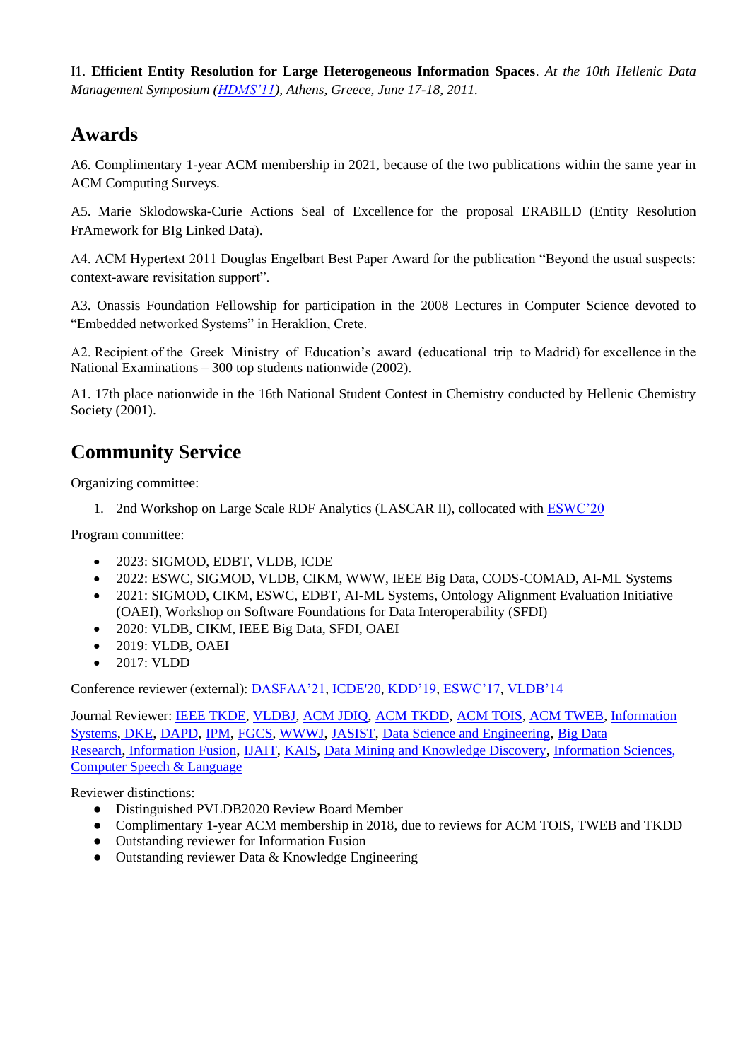I1. **Efficient Entity Resolution for Large Heterogeneous Information Spaces**. *At the 10th Hellenic Data Management Symposium (HDMS'11), Athens, Greece, June 17-18, 2011.*

## Awards

A6. Complimentary 1-year ACM membership in 2021, because of the two publications within the same year in ACM Computing Surveys.

A5. Marie Sklodowska-Curie Actions Seal of Excellence for the proposal ERABILD (Entity Resolution FrAmework for BIg Linked Data).

A4. ACM Hypertext 2011 Douglas Engelbart Best Paper Award for the publication "Beyond the usual suspects: context-aware revisitation support".

A3. Onassis Foundation Fellowship for participation in the 2008 Lectures in Computer Science devoted to "Embedded networked Systems" in Heraklion, Crete.

A2. Recipient of the Greek Ministry of Education's award (educational trip to Madrid) for excellence in the National Examinations – 300 top students nationwide (2002).

A1. 17th place nationwide in the 16th National Student Contest in Chemistry conducted by Hellenic Chemistry Society (2001).

## Community Service

Organizing committee:

1. 2nd Workshop on Large Scale RDF Analytics (LASCAR II), collocated with ESWC'20

Program committee:

- 2023: SIGMOD, EDBT, VLDB, ICDE
- 2022: ESWC, SIGMOD, VLDB, CIKM, WWW, IEEE Big Data, CODS-COMAD, AI-ML Systems
- 2021: SIGMOD, CIKM, ESWC, EDBT, AI-ML Systems, Ontology Alignment Evaluation Initiative (OAEI), Workshop on Software Foundations for Data Interoperability (SFDI)
- 2020: VLDB, CIKM, IEEE Big Data, SFDI, OAEI
- 2019: VLDB, OAEI
- 2017: VLDD

Conference reviewer (external): DASFAA'21, ICDE'20, KDD'19, ESWC'17, VLDB'14

Journal Reviewer: IEEE TKDE, VLDBJ, ACM JDIQ, ACM TKDD, ACM TOIS, ACM TWEB, Information Systems, DKE, DAPD, IPM, FGCS, WWWJ, JASIST, Data Science and Engineering, Big Data Research, Information Fusion, IJAIT, KAIS, Data Mining and Knowledge Discovery, Information Sciences, Computer Speech & Language

Reviewer distinctions:

- Distinguished PVLDB2020 Review Board Member
- Complimentary 1-year ACM membership in 2018, due to reviews for ACM TOIS, TWEB and TKDD
- Outstanding reviewer for Information Fusion
- Outstanding reviewer Data & Knowledge Engineering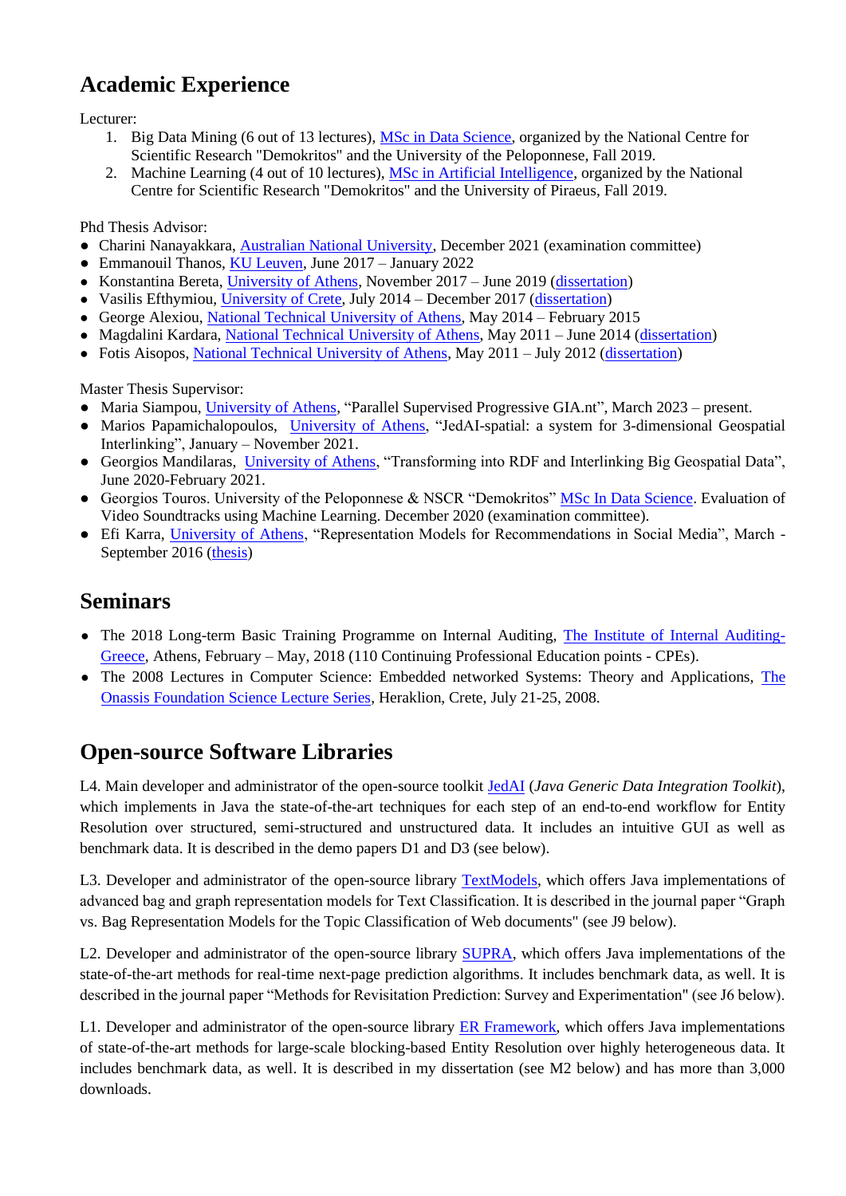## Academic Experience

Lecturer:

1. Big Data Mining (6 out of 13 lectures), MSc in Data Science, organized by the National Centre for Scientific Research "Demokritos" and the University of the Peloponnese, Fall 2019.
2. Machine Learning (4 out of 10 lectures), MSc in Artificial Intelligence, organized by the National Centre for Scientific Research "Demokritos" and the University of Piraeus, Fall 2019.

Phd Thesis Advisor:

- Charini Nanayakkara, Australian National University, December 2021 (examination committee)
- Emmanouil Thanos, KU Leuven, June 2017 – January 2022
- Konstantina Bereta, University of Athens, November 2017 – June 2019 (dissertation)
- Vasilis Efthymiou, University of Crete, July 2014 – December 2017 (dissertation)
- George Alexiou, National Technical University of Athens, May 2014 – February 2015
- Magdalini Kardara, National Technical University of Athens, May 2011 – June 2014 (dissertation)
- Fotis Aisopos, National Technical University of Athens, May 2011 – July 2012 (dissertation)

Master Thesis Supervisor:

- Maria Siampou, University of Athens, "Parallel Supervised Progressive GIA.nt", March 2023 – present.
- Marios Papamichalopoulos, University of Athens, "JedAI-spatial: a system for 3-dimensional Geospatial Interlinking", January – November 2021.
- Georgios Mandilaras, University of Athens, "Transforming into RDF and Interlinking Big Geospatial Data", June 2020-February 2021.
- Georgios Touros. University of the Peloponnese & NSCR "Demokritos" MSc In Data Science. Evaluation of Video Soundtracks using Machine Learning. December 2020 (examination committee).
- Efi Karra, University of Athens, "Representation Models for Recommendations in Social Media", March - September 2016 (thesis)

## Seminars

- The 2018 Long-term Basic Training Programme on Internal Auditing, The Institute of Internal Auditing-Greece, Athens, February – May, 2018 (110 Continuing Professional Education points - CPEs).
- The 2008 Lectures in Computer Science: Embedded networked Systems: Theory and Applications, The Onassis Foundation Science Lecture Series, Heraklion, Crete, July 21-25, 2008.

## Open-source Software Libraries

L4. Main developer and administrator of the open-source toolkit JedAI (*Java Generic Data Integration Toolkit*), which implements in Java the state-of-the-art techniques for each step of an end-to-end workflow for Entity Resolution over structured, semi-structured and unstructured data. It includes an intuitive GUI as well as benchmark data. It is described in the demo papers D1 and D3 (see below).

L3. Developer and administrator of the open-source library TextModels, which offers Java implementations of advanced bag and graph representation models for Text Classification. It is described in the journal paper "Graph vs. Bag Representation Models for the Topic Classification of Web documents" (see J9 below).

L2. Developer and administrator of the open-source library SUPRA, which offers Java implementations of the state-of-the-art methods for real-time next-page prediction algorithms. It includes benchmark data, as well. It is described in the journal paper "Methods for Revisitation Prediction: Survey and Experimentation" (see J6 below).

L1. Developer and administrator of the open-source library ER Framework, which offers Java implementations of state-of-the-art methods for large-scale blocking-based Entity Resolution over highly heterogeneous data. It includes benchmark data, as well. It is described in my dissertation (see M2 below) and has more than 3,000 downloads.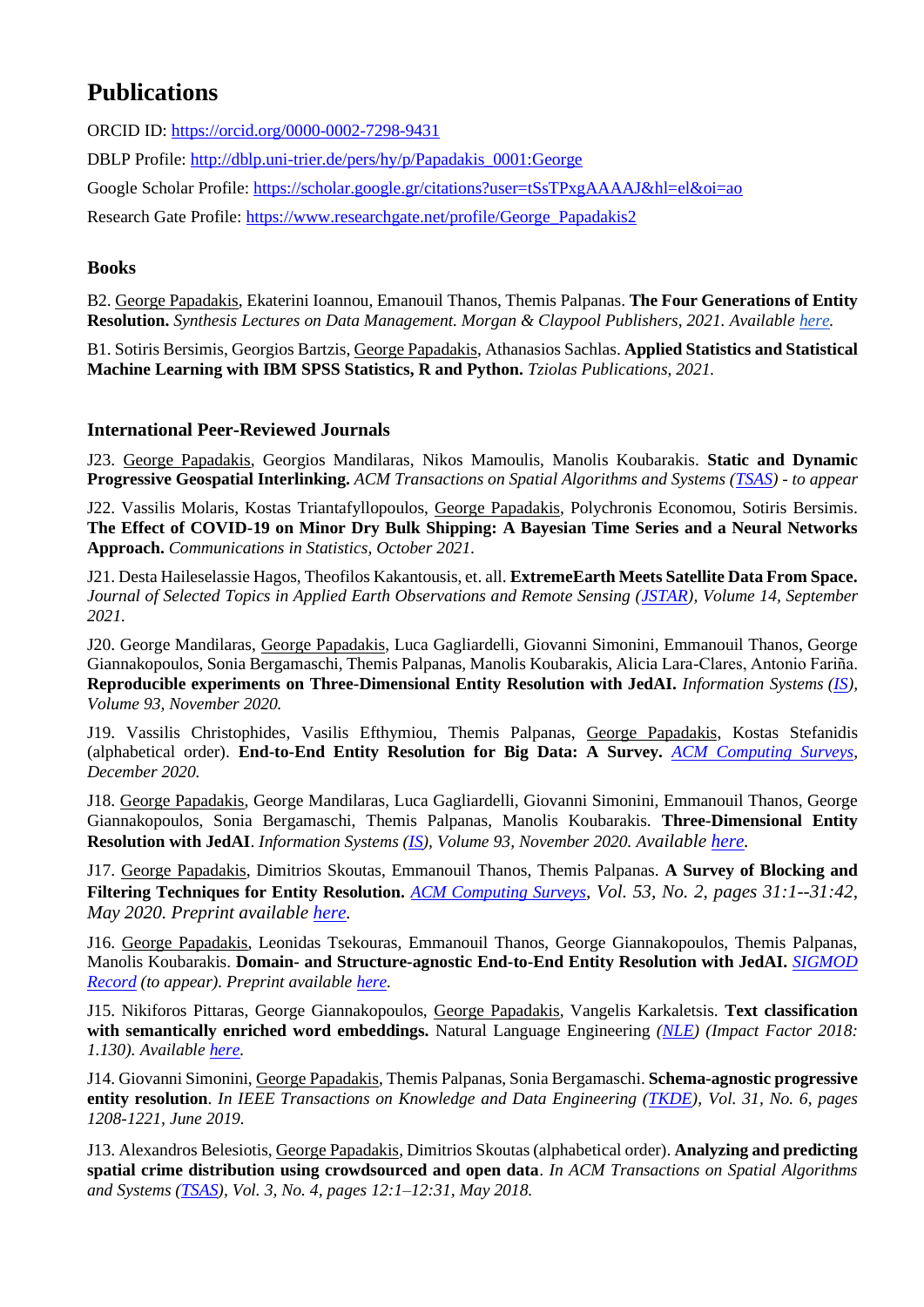# Publications

ORCID ID: https://orcid.org/0000-0002-7298-9431

DBLP Profile: http://dblp.uni-trier.de/pers/hy/p/Papadakis_0001:George

Google Scholar Profile: https://scholar.google.gr/citations?user=tSsTPxgAAAAJ&hl=el&oi=ao

Research Gate Profile: https://www.researchgate.net/profile/George_Papadakis2

### Books

B2. George Papadakis, Ekaterini Ioannou, Emanouil Thanos, Themis Palpanas. **The Four Generations of Entity Resolution.** *Synthesis Lectures on Data Management. Morgan & Claypool Publishers, 2021. Available here.*

B1. Sotiris Bersimis, Georgios Bartzis, George Papadakis, Athanasios Sachlas. **Applied Statistics and Statistical Machine Learning with IBM SPSS Statistics, R and Python.** *Tziolas Publications, 2021.*

### International Peer-Reviewed Journals

J23. George Papadakis, Georgios Mandilaras, Nikos Mamoulis, Manolis Koubarakis. **Static and Dynamic Progressive Geospatial Interlinking.** *ACM Transactions on Spatial Algorithms and Systems (TSAS) - to appear*

J22. Vassilis Molaris, Kostas Triantafyllopoulos, George Papadakis, Polychronis Economou, Sotiris Bersimis. **The Effect of COVID-19 on Minor Dry Bulk Shipping: A Bayesian Time Series and a Neural Networks Approach.** *Communications in Statistics, October 2021.*

J21. Desta Haileselassie Hagos, Theofilos Kakantousis, et. all. **ExtremeEarth Meets Satellite Data From Space.** *Journal of Selected Topics in Applied Earth Observations and Remote Sensing (JSTAR), Volume 14, September 2021.*

J20. George Mandilaras, George Papadakis, Luca Gagliardelli, Giovanni Simonini, Emmanouil Thanos, George Giannakopoulos, Sonia Bergamaschi, Themis Palpanas, Manolis Koubarakis, Alicia Lara-Clares, Antonio Fariña. **Reproducible experiments on Three-Dimensional Entity Resolution with JedAI.** *Information Systems (IS), Volume 93, November 2020.*

J19. Vassilis Christophides, Vasilis Efthymiou, Themis Palpanas, George Papadakis, Kostas Stefanidis (alphabetical order). **End-to-End Entity Resolution for Big Data: A Survey.** *ACM Computing Surveys, December 2020.*

J18. George Papadakis, George Mandilaras, Luca Gagliardelli, Giovanni Simonini, Emmanouil Thanos, George Giannakopoulos, Sonia Bergamaschi, Themis Palpanas, Manolis Koubarakis. **Three-Dimensional Entity Resolution with JedAI**. *Information Systems (IS), Volume 93, November 2020. Available here.*

J17. George Papadakis, Dimitrios Skoutas, Emmanouil Thanos, Themis Palpanas. **A Survey of Blocking and Filtering Techniques for Entity Resolution.** *ACM Computing Surveys, Vol. 53, No. 2, pages 31:1--31:42, May 2020. Preprint available here.*

J16. George Papadakis, Leonidas Tsekouras, Emmanouil Thanos, George Giannakopoulos, Themis Palpanas, Manolis Koubarakis. **Domain- and Structure-agnostic End-to-End Entity Resolution with JedAI.** *SIGMOD Record (to appear). Preprint available here.*

J15. Nikiforos Pittaras, George Giannakopoulos, George Papadakis, Vangelis Karkaletsis. **Text classification with semantically enriched word embeddings.** Natural Language Engineering *(NLE) (Impact Factor 2018: 1.130). Available here.*

J14. Giovanni Simonini, George Papadakis, Themis Palpanas, Sonia Bergamaschi. **Schema-agnostic progressive entity resolution**. *In IEEE Transactions on Knowledge and Data Engineering (TKDE), Vol. 31, No. 6, pages 1208-1221, June 2019.*

J13. Alexandros Belesiotis, George Papadakis, Dimitrios Skoutas (alphabetical order). **Analyzing and predicting spatial crime distribution using crowdsourced and open data**. *In ACM Transactions on Spatial Algorithms and Systems (TSAS), Vol. 3, No. 4, pages 12:1–12:31, May 2018.*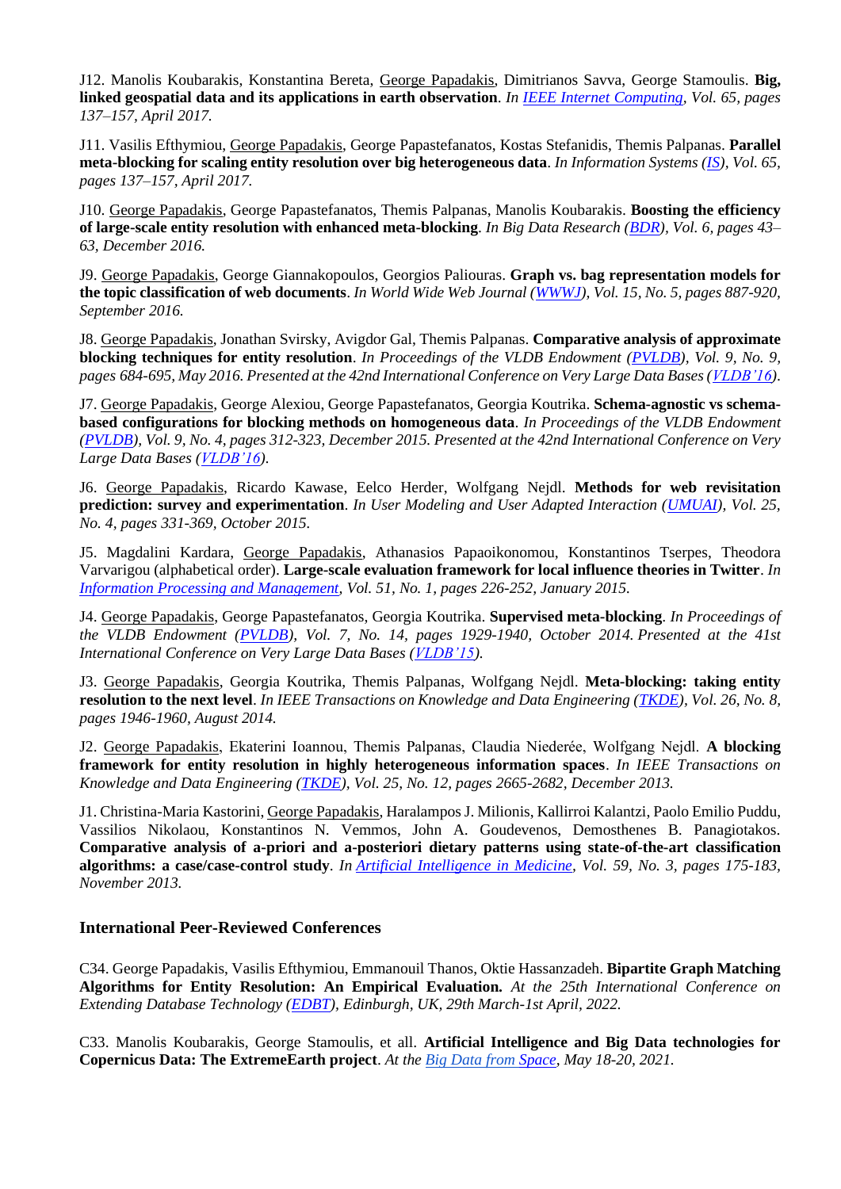J12. Manolis Koubarakis, Konstantina Bereta, George Papadakis, Dimitrianos Savva, George Stamoulis. **Big, linked geospatial data and its applications in earth observation**. *In IEEE Internet Computing, Vol. 65, pages 137–157, April 2017.*

J11. Vasilis Efthymiou, George Papadakis, George Papastefanatos, Kostas Stefanidis, Themis Palpanas. **Parallel meta-blocking for scaling entity resolution over big heterogeneous data**. *In Information Systems (IS), Vol. 65, pages 137–157, April 2017.*

J10. George Papadakis, George Papastefanatos, Themis Palpanas, Manolis Koubarakis. **Boosting the efficiency of large-scale entity resolution with enhanced meta-blocking**. *In Big Data Research (BDR), Vol. 6, pages 43–63, December 2016.*

J9. George Papadakis, George Giannakopoulos, Georgios Paliouras. **Graph vs. bag representation models for the topic classification of web documents**. *In World Wide Web Journal (WWWJ), Vol. 15, No. 5, pages 887-920, September 2016.*

J8. George Papadakis, Jonathan Svirsky, Avigdor Gal, Themis Palpanas. **Comparative analysis of approximate blocking techniques for entity resolution**. *In Proceedings of the VLDB Endowment (PVLDB), Vol. 9, No. 9, pages 684-695, May 2016. Presented at the 42nd International Conference on Very Large Data Bases (VLDB'16).*

J7. George Papadakis, George Alexiou, George Papastefanatos, Georgia Koutrika. **Schema-agnostic vs schema-based configurations for blocking methods on homogeneous data**. *In Proceedings of the VLDB Endowment (PVLDB), Vol. 9, No. 4, pages 312-323, December 2015. Presented at the 42nd International Conference on Very Large Data Bases (VLDB'16).*

J6. George Papadakis, Ricardo Kawase, Eelco Herder, Wolfgang Nejdl. **Methods for web revisitation prediction: survey and experimentation**. *In User Modeling and User Adapted Interaction (UMUAI), Vol. 25, No. 4, pages 331-369, October 2015.*

J5. Magdalini Kardara, George Papadakis, Athanasios Papaoikonomou, Konstantinos Tserpes, Theodora Varvarigou (alphabetical order). **Large-scale evaluation framework for local influence theories in Twitter**. *In Information Processing and Management, Vol. 51, No. 1, pages 226-252, January 2015.*

J4. George Papadakis, George Papastefanatos, Georgia Koutrika. **Supervised meta-blocking**. *In Proceedings of the VLDB Endowment (PVLDB), Vol. 7, No. 14, pages 1929-1940, October 2014. Presented at the 41st International Conference on Very Large Data Bases (VLDB'15).*

J3. George Papadakis, Georgia Koutrika, Themis Palpanas, Wolfgang Nejdl. **Meta-blocking: taking entity resolution to the next level**. *In IEEE Transactions on Knowledge and Data Engineering (TKDE), Vol. 26, No. 8, pages 1946-1960, August 2014.*

J2. George Papadakis, Ekaterini Ioannou, Themis Palpanas, Claudia Niederée, Wolfgang Nejdl. **A blocking framework for entity resolution in highly heterogeneous information spaces**. *In IEEE Transactions on Knowledge and Data Engineering (TKDE), Vol. 25, No. 12, pages 2665-2682, December 2013.*

J1. Christina-Maria Kastorini, George Papadakis, Haralampos J. Milionis, Kallirroi Kalantzi, Paolo Emilio Puddu, Vassilios Nikolaou, Konstantinos N. Vemmos, John A. Goudevenos, Demosthenes B. Panagiotakos. **Comparative analysis of a-priori and a-posteriori dietary patterns using state-of-the-art classification algorithms: a case/case-control study**. *In Artificial Intelligence in Medicine, Vol. 59, No. 3, pages 175-183, November 2013.*

### International Peer-Reviewed Conferences

C34. George Papadakis, Vasilis Efthymiou, Emmanouil Thanos, Oktie Hassanzadeh. **Bipartite Graph Matching Algorithms for Entity Resolution: An Empirical Evaluation.** *At the 25th International Conference on Extending Database Technology (EDBT), Edinburgh, UK, 29th March-1st April, 2022.*

C33. Manolis Koubarakis, George Stamoulis, et all. **Artificial Intelligence and Big Data technologies for Copernicus Data: The ExtremeEarth project**. *At the Big Data from Space, May 18-20, 2021.*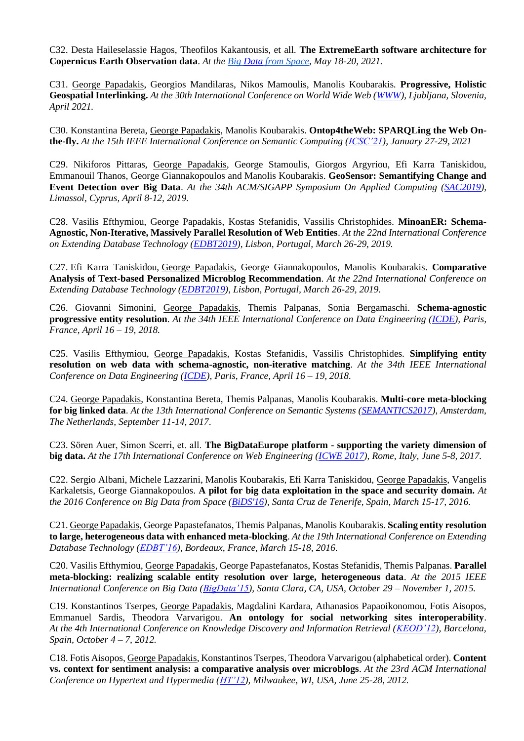C32. Desta Haileselassie Hagos, Theofilos Kakantousis, et all. **The ExtremeEarth software architecture for Copernicus Earth Observation data**. *At the Big Data from Space, May 18-20, 2021.*

C31. George Papadakis, Georgios Mandilaras, Nikos Mamoulis, Manolis Koubarakis. **Progressive, Holistic Geospatial Interlinking.** *At the 30th International Conference on World Wide Web (WWW), Ljubljana, Slovenia, April 2021.*

C30. Konstantina Bereta, George Papadakis, Manolis Koubarakis. **Ontop4theWeb: SPARQLing the Web On-the-fly.** *At the 15th IEEE International Conference on Semantic Computing (ICSC'21), January 27-29, 2021*

C29. Nikiforos Pittaras, George Papadakis, George Stamoulis, Giorgos Argyriou, Efi Karra Taniskidou, Emmanouil Thanos, George Giannakopoulos and Manolis Koubarakis. **GeoSensor: Semantifying Change and Event Detection over Big Data**. *At the 34th ACM/SIGAPP Symposium On Applied Computing (SAC2019), Limassol, Cyprus, April 8-12, 2019.*

C28. Vasilis Efthymiou, George Papadakis, Kostas Stefanidis, Vassilis Christophides. **MinoanER: Schema-Agnostic, Non-Iterative, Massively Parallel Resolution of Web Entities**. *At the 22nd International Conference on Extending Database Technology (EDBT2019), Lisbon, Portugal, March 26-29, 2019.*

C27. Efi Karra Taniskidou, George Papadakis, George Giannakopoulos, Manolis Koubarakis. **Comparative Analysis of Text-based Personalized Microblog Recommendation**. *At the 22nd International Conference on Extending Database Technology (EDBT2019), Lisbon, Portugal, March 26-29, 2019.*

C26. Giovanni Simonini, George Papadakis, Themis Palpanas, Sonia Bergamaschi. **Schema-agnostic progressive entity resolution**. *At the 34th IEEE International Conference on Data Engineering (ICDE), Paris, France, April 16 – 19, 2018.*

C25. Vasilis Efthymiou, George Papadakis, Kostas Stefanidis, Vassilis Christophides. **Simplifying entity resolution on web data with schema-agnostic, non-iterative matching**. *At the 34th IEEE International Conference on Data Engineering (ICDE), Paris, France, April 16 – 19, 2018.*

C24. George Papadakis, Konstantina Bereta, Themis Palpanas, Manolis Koubarakis. **Multi-core meta-blocking for big linked data**. *At the 13th International Conference on Semantic Systems (SEMANTICS2017), Amsterdam, The Netherlands, September 11-14, 2017.*

C23. Sören Auer, Simon Scerri, et. all. **The BigDataEurope platform - supporting the variety dimension of big data.** *At the 17th International Conference on Web Engineering (ICWE 2017), Rome, Italy, June 5-8, 2017.*

C22. Sergio Albani, Michele Lazzarini, Manolis Koubarakis, Efi Karra Taniskidou, George Papadakis, Vangelis Karkaletsis, George Giannakopoulos. **A pilot for big data exploitation in the space and security domain.** *At the 2016 Conference on Big Data from Space (BiDS'16), Santa Cruz de Tenerife, Spain, March 15-17, 2016.*

C21. George Papadakis, George Papastefanatos, Themis Palpanas, Manolis Koubarakis. **Scaling entity resolution to large, heterogeneous data with enhanced meta-blocking**. *At the 19th International Conference on Extending Database Technology (EDBT'16), Bordeaux, France, March 15-18, 2016.*

C20. Vasilis Efthymiou, George Papadakis, George Papastefanatos, Kostas Stefanidis, Themis Palpanas. **Parallel meta-blocking: realizing scalable entity resolution over large, heterogeneous data**. *At the 2015 IEEE International Conference on Big Data (BigData'15), Santa Clara, CA, USA, October 29 – November 1, 2015.*

C19. Konstantinos Tserpes, George Papadakis, Magdalini Kardara, Athanasios Papaoikonomou, Fotis Aisopos, Emmanuel Sardis, Theodora Varvarigou. **An ontology for social networking sites interoperability**. *At the 4th International Conference on Knowledge Discovery and Information Retrieval (KEOD'12), Barcelona, Spain, October 4 – 7, 2012.*

C18. Fotis Aisopos, George Papadakis, Konstantinos Tserpes, Theodora Varvarigou (alphabetical order). **Content vs. context for sentiment analysis: a comparative analysis over microblogs**. *At the 23rd ACM International Conference on Hypertext and Hypermedia (HT'12), Milwaukee, WI, USA, June 25-28, 2012.*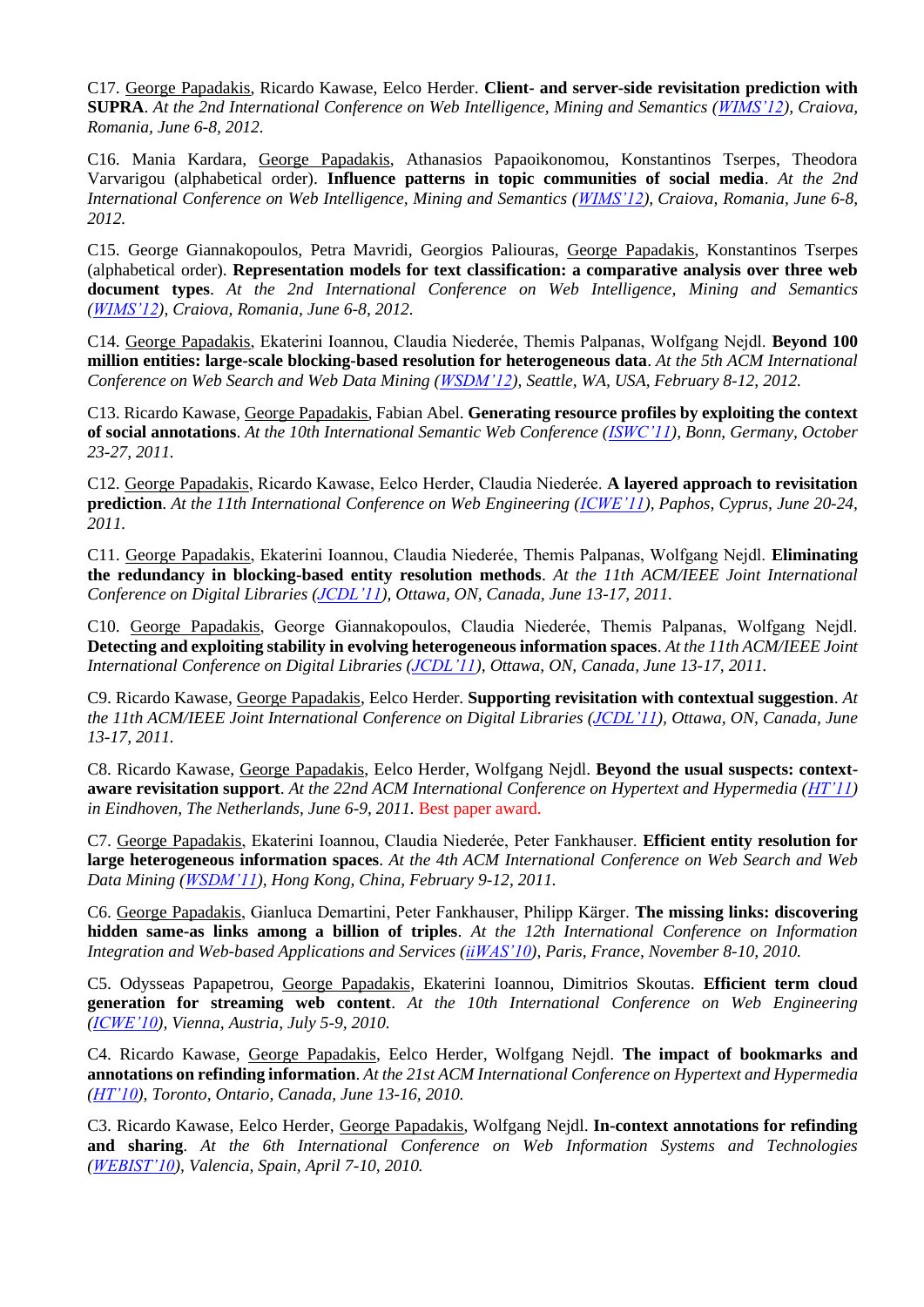C17. George Papadakis, Ricardo Kawase, Eelco Herder. **Client- and server-side revisitation prediction with SUPRA**. *At the 2nd International Conference on Web Intelligence, Mining and Semantics (WIMS'12), Craiova, Romania, June 6-8, 2012.*

C16. Mania Kardara, George Papadakis, Athanasios Papaoikonomou, Konstantinos Tserpes, Theodora Varvarigou (alphabetical order). **Influence patterns in topic communities of social media**. *At the 2nd International Conference on Web Intelligence, Mining and Semantics (WIMS'12), Craiova, Romania, June 6-8, 2012.*

C15. George Giannakopoulos, Petra Mavridi, Georgios Paliouras, George Papadakis, Konstantinos Tserpes (alphabetical order). **Representation models for text classification: a comparative analysis over three web document types**. *At the 2nd International Conference on Web Intelligence, Mining and Semantics (WIMS'12), Craiova, Romania, June 6-8, 2012.*

C14. George Papadakis, Ekaterini Ioannou, Claudia Niederée, Themis Palpanas, Wolfgang Nejdl. **Beyond 100 million entities: large-scale blocking-based resolution for heterogeneous data**. *At the 5th ACM International Conference on Web Search and Web Data Mining (WSDM'12), Seattle, WA, USA, February 8-12, 2012.*

C13. Ricardo Kawase, George Papadakis, Fabian Abel. **Generating resource profiles by exploiting the context of social annotations**. *At the 10th International Semantic Web Conference (ISWC'11), Bonn, Germany, October 23-27, 2011.*

C12. George Papadakis, Ricardo Kawase, Eelco Herder, Claudia Niederée. **A layered approach to revisitation prediction**. *At the 11th International Conference on Web Engineering (ICWE'11), Paphos, Cyprus, June 20-24, 2011.*

C11. George Papadakis, Ekaterini Ioannou, Claudia Niederée, Themis Palpanas, Wolfgang Nejdl. **Eliminating the redundancy in blocking-based entity resolution methods**. *At the 11th ACM/IEEE Joint International Conference on Digital Libraries (JCDL'11), Ottawa, ON, Canada, June 13-17, 2011.*

C10. George Papadakis, George Giannakopoulos, Claudia Niederée, Themis Palpanas, Wolfgang Nejdl. **Detecting and exploiting stability in evolving heterogeneous information spaces**. *At the 11th ACM/IEEE Joint International Conference on Digital Libraries (JCDL'11), Ottawa, ON, Canada, June 13-17, 2011.*

C9. Ricardo Kawase, George Papadakis, Eelco Herder. **Supporting revisitation with contextual suggestion**. *At the 11th ACM/IEEE Joint International Conference on Digital Libraries (JCDL'11), Ottawa, ON, Canada, June 13-17, 2011.*

C8. Ricardo Kawase, George Papadakis, Eelco Herder, Wolfgang Nejdl. **Beyond the usual suspects: context-aware revisitation support**. *At the 22nd ACM International Conference on Hypertext and Hypermedia (HT'11) in Eindhoven, The Netherlands, June 6-9, 2011.* Best paper award.

C7. George Papadakis, Ekaterini Ioannou, Claudia Niederée, Peter Fankhauser. **Efficient entity resolution for large heterogeneous information spaces**. *At the 4th ACM International Conference on Web Search and Web Data Mining (WSDM'11), Hong Kong, China, February 9-12, 2011.*

C6. George Papadakis, Gianluca Demartini, Peter Fankhauser, Philipp Kärger. **The missing links: discovering hidden same-as links among a billion of triples**. *At the 12th International Conference on Information Integration and Web-based Applications and Services (iiWAS'10), Paris, France, November 8-10, 2010.*

C5. Odysseas Papapetrou, George Papadakis, Ekaterini Ioannou, Dimitrios Skoutas. **Efficient term cloud generation for streaming web content**. *At the 10th International Conference on Web Engineering (ICWE'10), Vienna, Austria, July 5-9, 2010.*

C4. Ricardo Kawase, George Papadakis, Eelco Herder, Wolfgang Nejdl. **The impact of bookmarks and annotations on refinding information**. *At the 21st ACM International Conference on Hypertext and Hypermedia (HT'10), Toronto, Ontario, Canada, June 13-16, 2010.*

C3. Ricardo Kawase, Eelco Herder, George Papadakis, Wolfgang Nejdl. **In-context annotations for refinding and sharing**. *At the 6th International Conference on Web Information Systems and Technologies (WEBIST'10), Valencia, Spain, April 7-10, 2010.*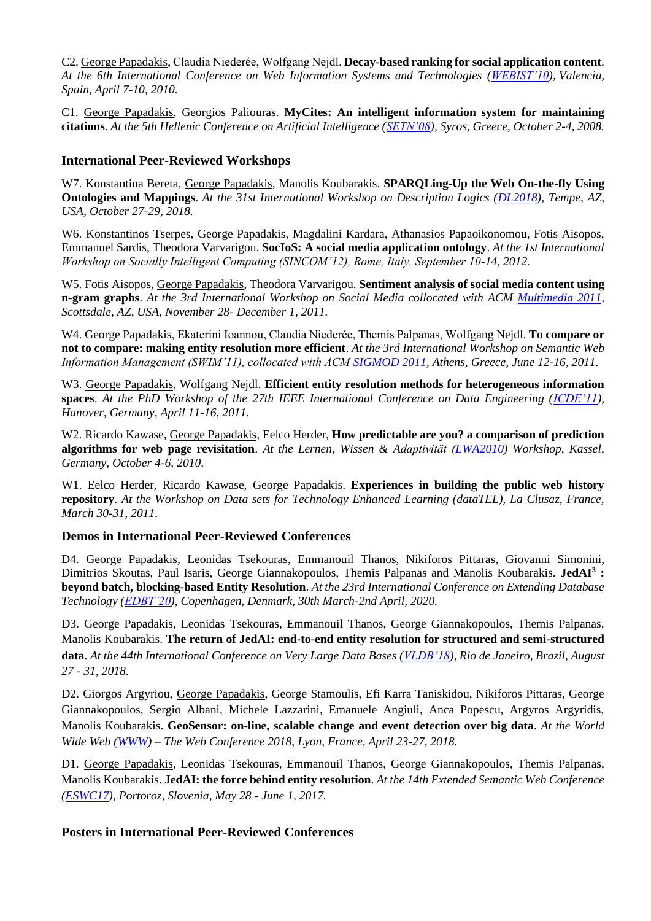C2. George Papadakis, Claudia Niederée, Wolfgang Nejdl. **Decay-based ranking for social application content**. *At the 6th International Conference on Web Information Systems and Technologies (WEBIST'10), Valencia, Spain, April 7-10, 2010.*

C1. George Papadakis, Georgios Paliouras. **MyCites: An intelligent information system for maintaining citations**. *At the 5th Hellenic Conference on Artificial Intelligence (SETN'08), Syros, Greece, October 2-4, 2008.*

### International Peer-Reviewed Workshops

W7. Konstantina Bereta, George Papadakis, Manolis Koubarakis. **SPARQLing-Up the Web On-the-fly Using Ontologies and Mappings**. *At the 31st International Workshop on Description Logics (DL2018), Tempe, AZ, USA, October 27-29, 2018.*

W6. Konstantinos Tserpes, George Papadakis, Magdalini Kardara, Athanasios Papaoikonomou, Fotis Aisopos, Emmanuel Sardis, Theodora Varvarigou. **SocIoS: A social media application ontology**. *At the 1st International Workshop on Socially Intelligent Computing (SINCOM'12), Rome, Italy, September 10-14, 2012.*

W5. Fotis Aisopos, George Papadakis, Theodora Varvarigou. **Sentiment analysis of social media content using n-gram graphs**. *At the 3rd International Workshop on Social Media collocated with ACM Multimedia 2011, Scottsdale, AZ, USA, November 28- December 1, 2011.*

W4. George Papadakis, Ekaterini Ioannou, Claudia Niederée, Themis Palpanas, Wolfgang Nejdl. **To compare or not to compare: making entity resolution more efficient**. *At the 3rd International Workshop on Semantic Web Information Management (SWIM'11), collocated with ACM SIGMOD 2011, Athens, Greece, June 12-16, 2011.*

W3. George Papadakis, Wolfgang Nejdl. **Efficient entity resolution methods for heterogeneous information spaces**. *At the PhD Workshop of the 27th IEEE International Conference on Data Engineering (ICDE'11), Hanover, Germany, April 11-16, 2011.*

W2. Ricardo Kawase, George Papadakis, Eelco Herder, **How predictable are you? a comparison of prediction algorithms for web page revisitation**. *At the Lernen, Wissen & Adaptivität (LWA2010) Workshop, Kassel, Germany, October 4-6, 2010.*

W1. Eelco Herder, Ricardo Kawase, George Papadakis. **Experiences in building the public web history repository**. *At the Workshop on Data sets for Technology Enhanced Learning (dataTEL), La Clusaz, France, March 30-31, 2011.*

### Demos in International Peer-Reviewed Conferences

D4. George Papadakis, Leonidas Tsekouras, Emmanouil Thanos, Nikiforos Pittaras, Giovanni Simonini, Dimitrios Skoutas, Paul Isaris, George Giannakopoulos, Themis Palpanas and Manolis Koubarakis. **JedAI$^3$ : beyond batch, blocking-based Entity Resolution**. *At the 23rd International Conference on Extending Database Technology (EDBT'20), Copenhagen, Denmark, 30th March-2nd April, 2020.*

D3. George Papadakis, Leonidas Tsekouras, Emmanouil Thanos, George Giannakopoulos, Themis Palpanas, Manolis Koubarakis. **The return of JedAI: end-to-end entity resolution for structured and semi-structured data**. *At the 44th International Conference on Very Large Data Bases (VLDB'18), Rio de Janeiro, Brazil, August 27 - 31, 2018.*

D2. Giorgos Argyriou, George Papadakis, George Stamoulis, Efi Karra Taniskidou, Nikiforos Pittaras, George Giannakopoulos, Sergio Albani, Michele Lazzarini, Emanuele Angiuli, Anca Popescu, Argyros Argyridis, Manolis Koubarakis. **GeoSensor: on-line, scalable change and event detection over big data**. *At the World Wide Web (WWW) – The Web Conference 2018, Lyon, France, April 23-27, 2018.*

D1. George Papadakis, Leonidas Tsekouras, Emmanouil Thanos, George Giannakopoulos, Themis Palpanas, Manolis Koubarakis. **JedAI: the force behind entity resolution**. *At the 14th Extended Semantic Web Conference (ESWC17), Portoroz, Slovenia, May 28 - June 1, 2017.*

### Posters in International Peer-Reviewed Conferences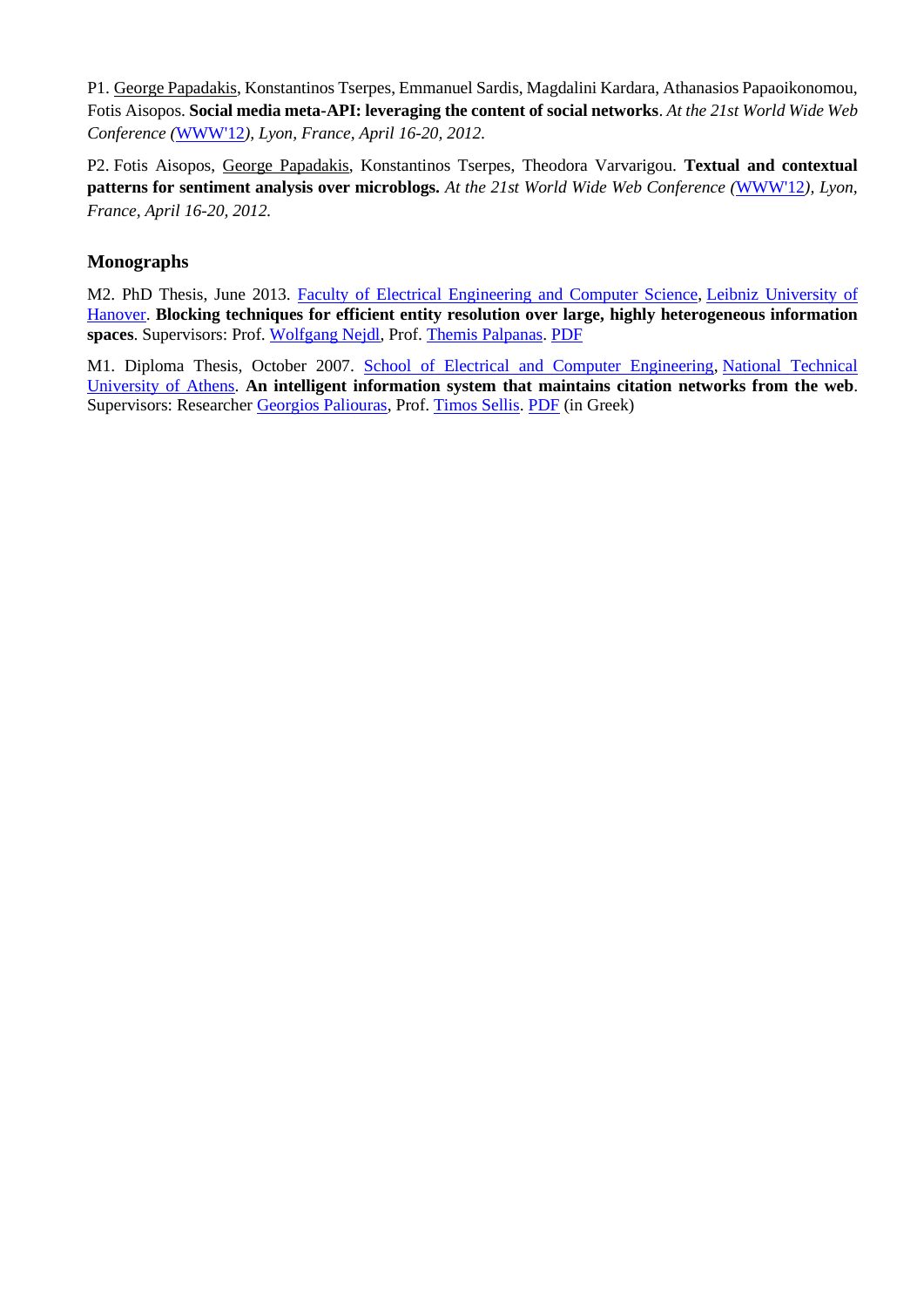P1. George Papadakis, Konstantinos Tserpes, Emmanuel Sardis, Magdalini Kardara, Athanasios Papaoikonomou, Fotis Aisopos. **Social media meta-API: leveraging the content of social networks**. *At the 21st World Wide Web Conference (*WWW'12*), Lyon, France, April 16-20, 2012.*

P2. Fotis Aisopos, George Papadakis, Konstantinos Tserpes, Theodora Varvarigou. **Textual and contextual patterns for sentiment analysis over microblogs.** *At the 21st World Wide Web Conference (*WWW'12*), Lyon, France, April 16-20, 2012.*

### Monographs

M2. PhD Thesis, June 2013. Faculty of Electrical Engineering and Computer Science, Leibniz University of Hanover. **Blocking techniques for efficient entity resolution over large, highly heterogeneous information spaces**. Supervisors: Prof. Wolfgang Nejdl, Prof. Themis Palpanas. PDF

M1. Diploma Thesis, October 2007. School of Electrical and Computer Engineering, National Technical University of Athens. **An intelligent information system that maintains citation networks from the web**. Supervisors: Researcher Georgios Paliouras, Prof. Timos Sellis. PDF (in Greek)